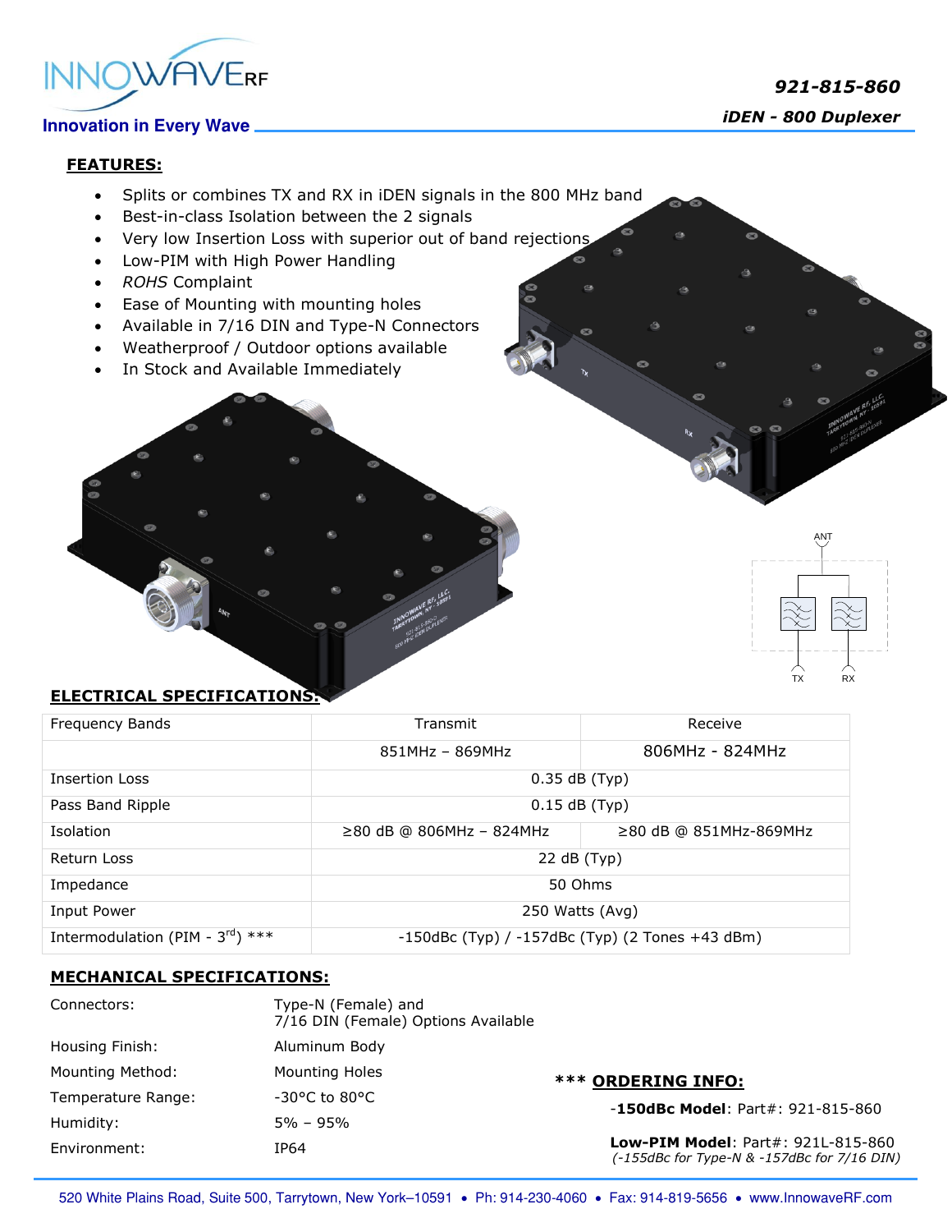# 921-815-860

## iDEN - 800 Duplexer

Innovation in Every Wave

## FEATURES:

- Splits or combines TX and RX in iDEN signals in the 800 MHz band
- Best-in-class Isolation between the 2 signals
- Very low Insertion Loss with superior out of band rejections
- Low-PIM with High Power Handling
- *ROHS* Complaint
- Ease of Mounting with mounting holes
- Available in 7/16 DIN and Type-N Connectors
- Weatherproof / Outdoor options available
- In Stock and Available Immediately

## ELECTRICAL SPECIFICATIONS:

| Frequency Bands | Transmit | Receive |
|---|---|---|
| | 851MHz – 869MHz | 806MHz - 824MHz |
| Insertion Loss | 0.35 dB (Typ) | |
| Pass Band Ripple | 0.15 dB (Typ) | |
| Isolation | ≥80 dB @ 806MHz – 824MHz | ≥80 dB @ 851MHz-869MHz |
| Return Loss | 22 dB (Typ) | |
| Impedance | 50 Ohms | |
| Input Power | 250 Watts (Avg) | |
| Intermodulation (PIM - 3rd) *** | -150dBc (Typ) / -157dBc (Typ) (2 Tones +43 dBm) | |

## MECHANICAL SPECIFICATIONS:

| | |
|---|---|
| Connectors: | Type-N (Female) and 7/16 DIN (Female) Options Available |
| Housing Finish: | Aluminum Body |
| Mounting Method: | Mounting Holes |
| Temperature Range: | -30°C to 80°C |
| Humidity: | 5% – 95% |
| Environment: | IP64 |

### *** ORDERING INFO:

**-150dBc Model**: Part#: 921-815-860

**Low-PIM Model**: Part#: 921L-815-860
*(-155dBc for Type-N & -157dBc for 7/16 DIN)*

520 White Plains Road, Suite 500, Tarrytown, New York–10591 • Ph: 914-230-4060 • Fax: 914-819-5656 • www.InnowaveRF.com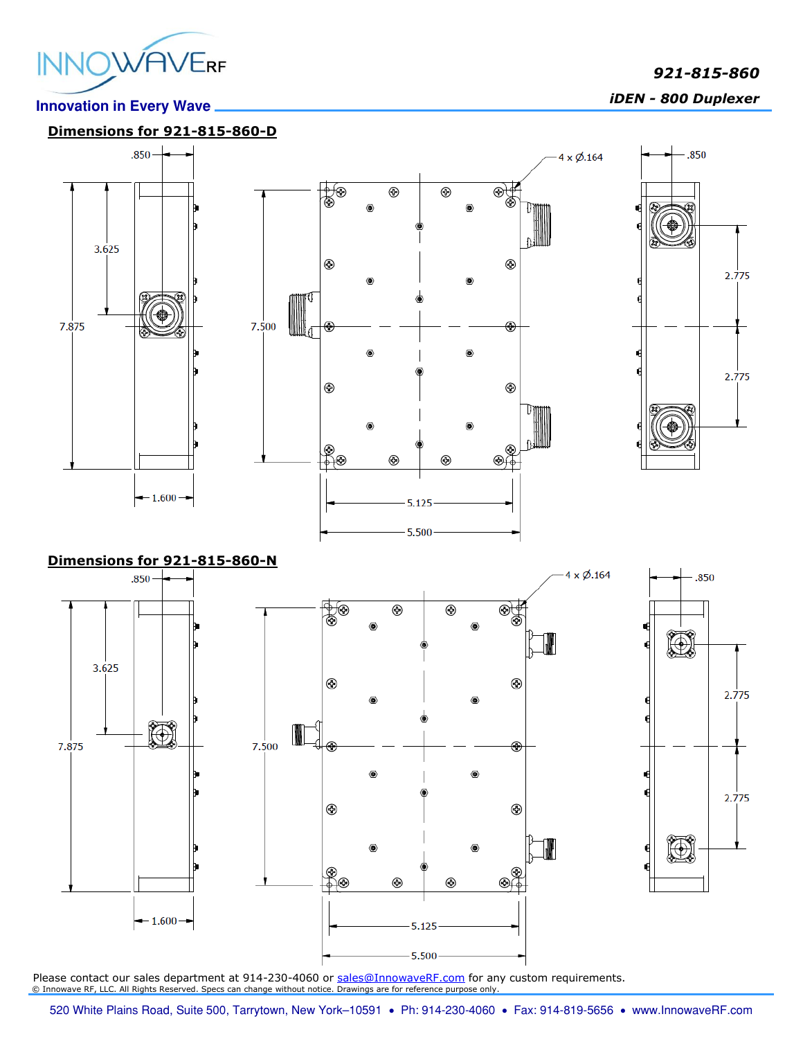**921-815-860**

***iDEN - 800 Duplexer***

Innovation in Every Wave

## Dimensions for 921-815-860-D

.850

4 x Ø.164

.850

3.625

7.875

7.500

2.775

2.775

1.600

5.125

5.500

## Dimensions for 921-815-860-N

.850

4 x Ø.164

.850

3.625

2.775

7.875

7.500

2.775

1.600

5.125

5.500

Please contact our sales department at 914-230-4060 or sales@InnowaveRF.com for any custom requirements.

© Innowave RF, LLC. All Rights Reserved. Specs can change without notice. Drawings are for reference purpose only.

520 White Plains Road, Suite 500, Tarrytown, New York–10591 • Ph: 914-230-4060 • Fax: 914-819-5656 • www.InnowaveRF.com